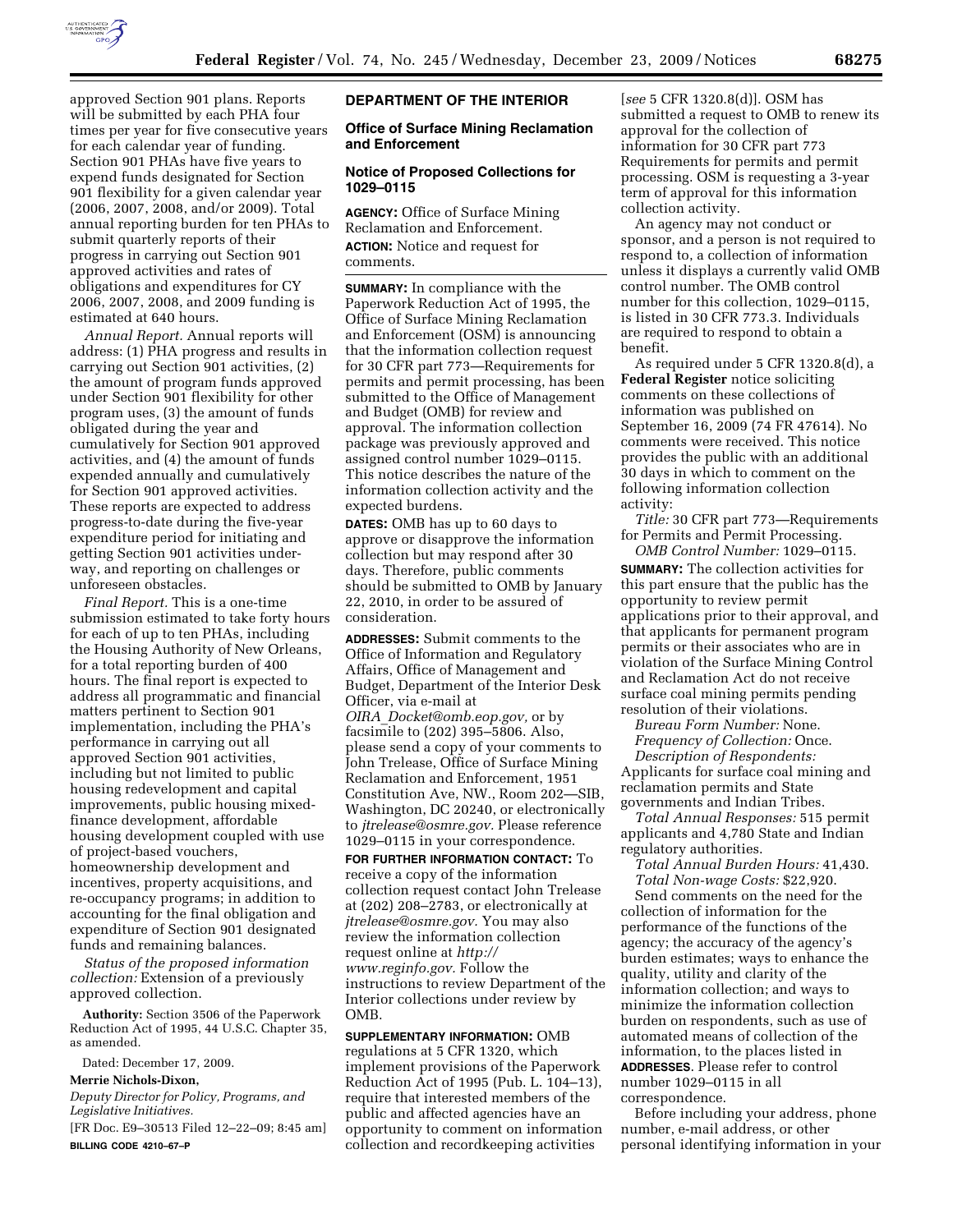approved Section 901 plans. Reports will be submitted by each PHA four times per year for five consecutive years for each calendar year of funding. Section 901 PHAs have five years to expend funds designated for Section 901 flexibility for a given calendar year (2006, 2007, 2008, and/or 2009). Total annual reporting burden for ten PHAs to submit quarterly reports of their progress in carrying out Section 901 approved activities and rates of obligations and expenditures for CY 2006, 2007, 2008, and 2009 funding is estimated at 640 hours.

*Annual Report.* Annual reports will address: (1) PHA progress and results in carrying out Section 901 activities, (2) the amount of program funds approved under Section 901 flexibility for other program uses, (3) the amount of funds obligated during the year and cumulatively for Section 901 approved activities, and (4) the amount of funds expended annually and cumulatively for Section 901 approved activities. These reports are expected to address progress-to-date during the five-year expenditure period for initiating and getting Section 901 activities underway, and reporting on challenges or unforeseen obstacles.

*Final Report.* This is a one-time submission estimated to take forty hours for each of up to ten PHAs, including the Housing Authority of New Orleans, for a total reporting burden of 400 hours. The final report is expected to address all programmatic and financial matters pertinent to Section 901 implementation, including the PHA's performance in carrying out all approved Section 901 activities, including but not limited to public housing redevelopment and capital improvements, public housing mixed-finance development, affordable housing development coupled with use of project-based vouchers, homeownership development and incentives, property acquisitions, and re-occupancy programs; in addition to accounting for the final obligation and expenditure of Section 901 designated funds and remaining balances.

*Status of the proposed information collection:* Extension of a previously approved collection.

**Authority:** Section 3506 of the Paperwork Reduction Act of 1995, 44 U.S.C. Chapter 35, as amended.

Dated: December 17, 2009.

**Merrie Nichols-Dixon,**

*Deputy Director for Policy, Programs, and Legislative Initiatives.*

[FR Doc. E9–30513 Filed 12–22–09; 8:45 am]

**BILLING CODE 4210–67–P**

## DEPARTMENT OF THE INTERIOR

### Office of Surface Mining Reclamation and Enforcement

### Notice of Proposed Collections for 1029–0115

**AGENCY:** Office of Surface Mining Reclamation and Enforcement.

**ACTION:** Notice and request for comments.

**SUMMARY:** In compliance with the Paperwork Reduction Act of 1995, the Office of Surface Mining Reclamation and Enforcement (OSM) is announcing that the information collection request for 30 CFR part 773—Requirements for permits and permit processing, has been submitted to the Office of Management and Budget (OMB) for review and approval. The information collection package was previously approved and assigned control number 1029–0115. This notice describes the nature of the information collection activity and the expected burdens.

**DATES:** OMB has up to 60 days to approve or disapprove the information collection but may respond after 30 days. Therefore, public comments should be submitted to OMB by January 22, 2010, in order to be assured of consideration.

**ADDRESSES:** Submit comments to the Office of Information and Regulatory Affairs, Office of Management and Budget, Department of the Interior Desk Officer, via e-mail at *OIRA_Docket@omb.eop.gov,* or by facsimile to (202) 395–5806. Also, please send a copy of your comments to John Trelease, Office of Surface Mining Reclamation and Enforcement, 1951 Constitution Ave, NW., Room 202—SIB, Washington, DC 20240, or electronically to *jtrelease@osmre.gov.* Please reference 1029–0115 in your correspondence.

**FOR FURTHER INFORMATION CONTACT:** To receive a copy of the information collection request contact John Trelease at (202) 208–2783, or electronically at *jtrelease@osmre.gov.* You may also review the information collection request online at *http://www.reginfo.gov.* Follow the instructions to review Department of the Interior collections under review by OMB.

**SUPPLEMENTARY INFORMATION:** OMB regulations at 5 CFR 1320, which implement provisions of the Paperwork Reduction Act of 1995 (Pub. L. 104–13), require that interested members of the public and affected agencies have an opportunity to comment on information collection and recordkeeping activities [*see* 5 CFR 1320.8(d)]. OSM has submitted a request to OMB to renew its approval for the collection of information for 30 CFR part 773 Requirements for permits and permit processing. OSM is requesting a 3-year term of approval for this information collection activity.

An agency may not conduct or sponsor, and a person is not required to respond to, a collection of information unless it displays a currently valid OMB control number. The OMB control number for this collection, 1029–0115, is listed in 30 CFR 773.3. Individuals are required to respond to obtain a benefit.

As required under 5 CFR 1320.8(d), a **Federal Register** notice soliciting comments on these collections of information was published on September 16, 2009 (74 FR 47614). No comments were received. This notice provides the public with an additional 30 days in which to comment on the following information collection activity:

*Title:* 30 CFR part 773—Requirements for Permits and Permit Processing.

*OMB Control Number:* 1029–0115.

**SUMMARY:** The collection activities for this part ensure that the public has the opportunity to review permit applications prior to their approval, and that applicants for permanent program permits or their associates who are in violation of the Surface Mining Control and Reclamation Act do not receive surface coal mining permits pending resolution of their violations.

*Bureau Form Number:* None.

*Frequency of Collection:* Once.

*Description of Respondents:* Applicants for surface coal mining and reclamation permits and State governments and Indian Tribes.

*Total Annual Responses:* 515 permit applicants and 4,780 State and Indian regulatory authorities.

*Total Annual Burden Hours:* 41,430.

*Total Non-wage Costs:* $22,920.

Send comments on the need for the collection of information for the performance of the functions of the agency; the accuracy of the agency's burden estimates; ways to enhance the quality, utility and clarity of the information collection; and ways to minimize the information collection burden on respondents, such as use of automated means of collection of the information, to the places listed in **ADDRESSES**. Please refer to control number 1029–0115 in all correspondence.

Before including your address, phone number, e-mail address, or other personal identifying information in your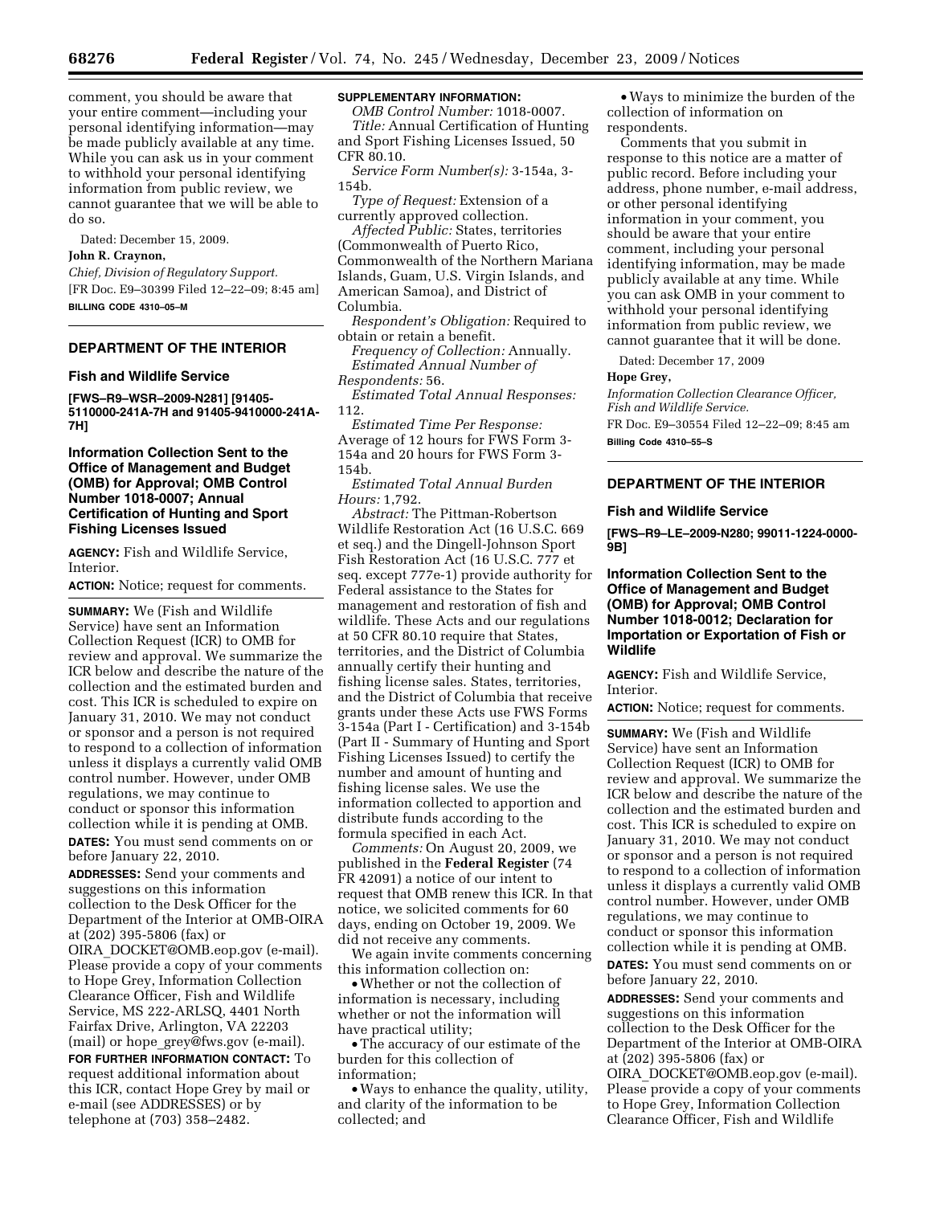comment, you should be aware that your entire comment—including your personal identifying information—may be made publicly available at any time. While you can ask us in your comment to withhold your personal identifying information from public review, we cannot guarantee that we will be able to do so.

Dated: December 15, 2009.

**John R. Craynon,**

*Chief, Division of Regulatory Support.*

[FR Doc. E9–30399 Filed 12–22–09; 8:45 am]

**BILLING CODE 4310–05–M**

## DEPARTMENT OF THE INTERIOR

### Fish and Wildlife Service

**[FWS–R9–WSR–2009-N281] [91405-5110000-241A-7H and 91405-9410000-241A-7H]**

### Information Collection Sent to the Office of Management and Budget (OMB) for Approval; OMB Control Number 1018-0007; Annual Certification of Hunting and Sport Fishing Licenses Issued

**AGENCY:** Fish and Wildlife Service, Interior.

**ACTION:** Notice; request for comments.

**SUMMARY:** We (Fish and Wildlife Service) have sent an Information Collection Request (ICR) to OMB for review and approval. We summarize the ICR below and describe the nature of the collection and the estimated burden and cost. This ICR is scheduled to expire on January 31, 2010. We may not conduct or sponsor and a person is not required to respond to a collection of information unless it displays a currently valid OMB control number. However, under OMB regulations, we may continue to conduct or sponsor this information collection while it is pending at OMB.

**DATES:** You must send comments on or before January 22, 2010.

**ADDRESSES:** Send your comments and suggestions on this information collection to the Desk Officer for the Department of the Interior at OMB-OIRA at (202) 395-5806 (fax) or OIRA_DOCKET@OMB.eop.gov (e-mail). Please provide a copy of your comments to Hope Grey, Information Collection Clearance Officer, Fish and Wildlife Service, MS 222-ARLSQ, 4401 North Fairfax Drive, Arlington, VA 22203 (mail) or hope_grey@fws.gov (e-mail).

**FOR FURTHER INFORMATION CONTACT:** To request additional information about this ICR, contact Hope Grey by mail or e-mail (see ADDRESSES) or by telephone at (703) 358–2482.

**SUPPLEMENTARY INFORMATION:**

*OMB Control Number:* 1018-0007.

*Title:* Annual Certification of Hunting and Sport Fishing Licenses Issued, 50 CFR 80.10.

*Service Form Number(s):* 3-154a, 3-154b.

*Type of Request:* Extension of a currently approved collection.

*Affected Public:* States, territories (Commonwealth of Puerto Rico, Commonwealth of the Northern Mariana Islands, Guam, U.S. Virgin Islands, and American Samoa), and District of Columbia.

*Respondent's Obligation:* Required to obtain or retain a benefit.

*Frequency of Collection:* Annually.

*Estimated Annual Number of Respondents:* 56.

*Estimated Total Annual Responses:* 112.

*Estimated Time Per Response:* Average of 12 hours for FWS Form 3-154a and 20 hours for FWS Form 3-154b.

*Estimated Total Annual Burden Hours:* 1,792.

*Abstract:* The Pittman-Robertson Wildlife Restoration Act (16 U.S.C. 669 et seq.) and the Dingell-Johnson Sport Fish Restoration Act (16 U.S.C. 777 et seq. except 777e-1) provide authority for Federal assistance to the States for management and restoration of fish and wildlife. These Acts and our regulations at 50 CFR 80.10 require that States, territories, and the District of Columbia annually certify their hunting and fishing license sales. States, territories, and the District of Columbia that receive grants under these Acts use FWS Forms 3-154a (Part I - Certification) and 3-154b (Part II - Summary of Hunting and Sport Fishing Licenses Issued) to certify the number and amount of hunting and fishing license sales. We use the information collected to apportion and distribute funds according to the formula specified in each Act.

*Comments:* On August 20, 2009, we published in the **Federal Register** (74 FR 42091) a notice of our intent to request that OMB renew this ICR. In that notice, we solicited comments for 60 days, ending on October 19, 2009. We did not receive any comments.

We again invite comments concerning this information collection on:

- Whether or not the collection of information is necessary, including whether or not the information will have practical utility;
- The accuracy of our estimate of the burden for this collection of information;
- Ways to enhance the quality, utility, and clarity of the information to be collected; and
- Ways to minimize the burden of the collection of information on respondents.

Comments that you submit in response to this notice are a matter of public record. Before including your address, phone number, e-mail address, or other personal identifying information in your comment, you should be aware that your entire comment, including your personal identifying information, may be made publicly available at any time. While you can ask OMB in your comment to withhold your personal identifying information from public review, we cannot guarantee that it will be done.

Dated: December 17, 2009

**Hope Grey,**

*Information Collection Clearance Officer, Fish and Wildlife Service.*

FR Doc. E9–30554 Filed 12–22–09; 8:45 am

**Billing Code 4310–55–S**

## DEPARTMENT OF THE INTERIOR

### Fish and Wildlife Service

**[FWS–R9–LE–2009-N280; 99011-1224-0000-9B]**

### Information Collection Sent to the Office of Management and Budget (OMB) for Approval; OMB Control Number 1018-0012; Declaration for Importation or Exportation of Fish or Wildlife

**AGENCY:** Fish and Wildlife Service, Interior.

**ACTION:** Notice; request for comments.

**SUMMARY:** We (Fish and Wildlife Service) have sent an Information Collection Request (ICR) to OMB for review and approval. We summarize the ICR below and describe the nature of the collection and the estimated burden and cost. This ICR is scheduled to expire on January 31, 2010. We may not conduct or sponsor and a person is not required to respond to a collection of information unless it displays a currently valid OMB control number. However, under OMB regulations, we may continue to conduct or sponsor this information collection while it is pending at OMB.

**DATES:** You must send comments on or before January 22, 2010.

**ADDRESSES:** Send your comments and suggestions on this information collection to the Desk Officer for the Department of the Interior at OMB-OIRA at (202) 395-5806 (fax) or OIRA_DOCKET@OMB.eop.gov (e-mail). Please provide a copy of your comments to Hope Grey, Information Collection Clearance Officer, Fish and Wildlife